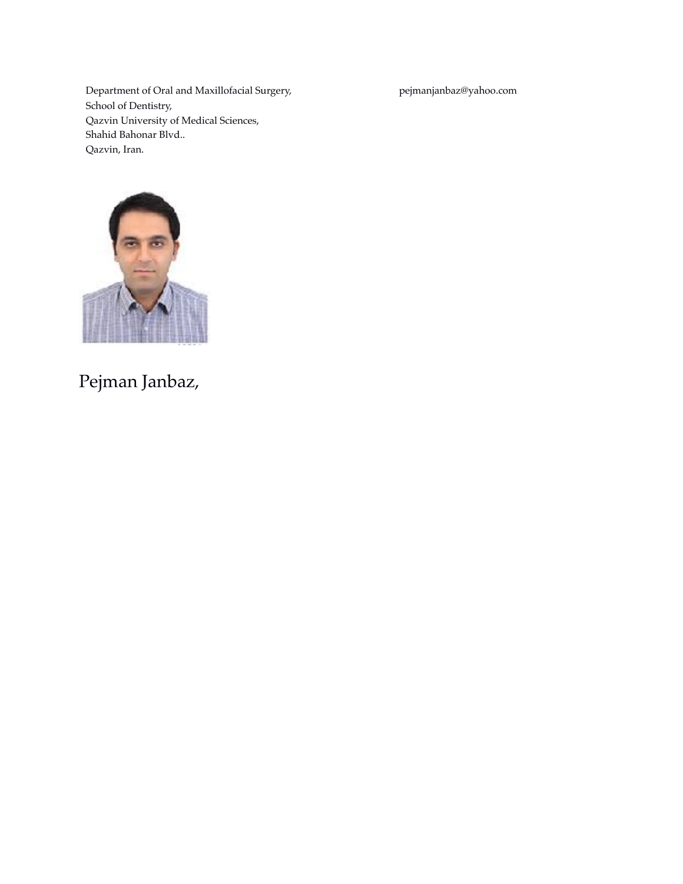Department of Oral and Maxillofacial Surgery,
School of Dentistry,
Qazvin University of Medical Sciences,
Shahid Bahonar Blvd..
Qazvin, Iran.

pejmanjanbaz@yahoo.com

Pejman Janbaz,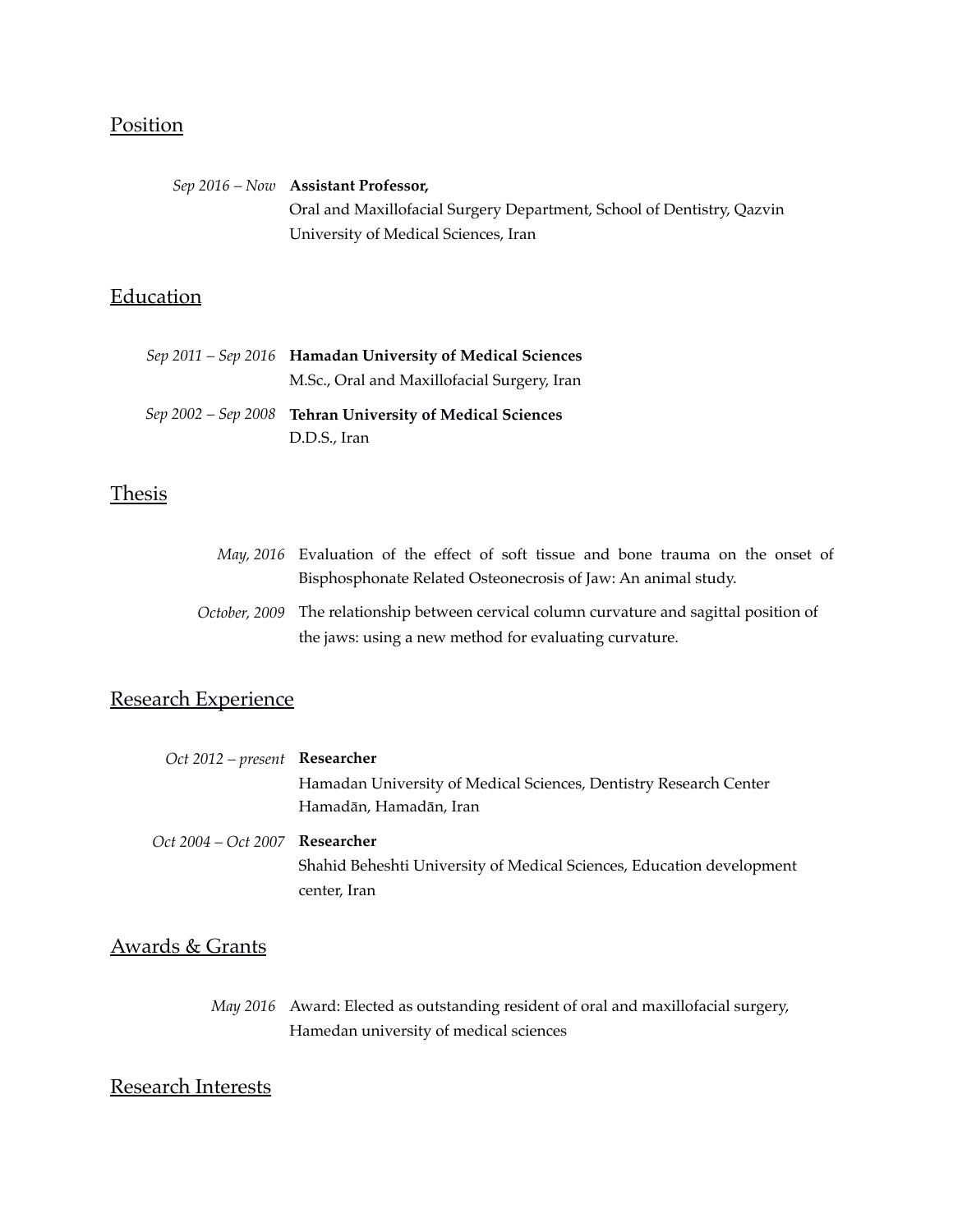## Position

*Sep 2016 – Now* **Assistant Professor,**
Oral and Maxillofacial Surgery Department, School of Dentistry, Qazvin University of Medical Sciences, Iran

## Education

*Sep 2011 – Sep 2016* **Hamadan University of Medical Sciences**
M.Sc., Oral and Maxillofacial Surgery, Iran

*Sep 2002 – Sep 2008* **Tehran University of Medical Sciences**
D.D.S., Iran

## Thesis

*May, 2016* Evaluation of the effect of soft tissue and bone trauma on the onset of Bisphosphonate Related Osteonecrosis of Jaw: An animal study.

*October, 2009* The relationship between cervical column curvature and sagittal position of the jaws: using a new method for evaluating curvature.

## Research Experience

*Oct 2012 – present* **Researcher**
Hamadan University of Medical Sciences, Dentistry Research Center
Hamadān, Hamadān, Iran

*Oct 2004 – Oct 2007* **Researcher**
Shahid Beheshti University of Medical Sciences, Education development center, Iran

## Awards & Grants

*May 2016* Award: Elected as outstanding resident of oral and maxillofacial surgery, Hamedan university of medical sciences

## Research Interests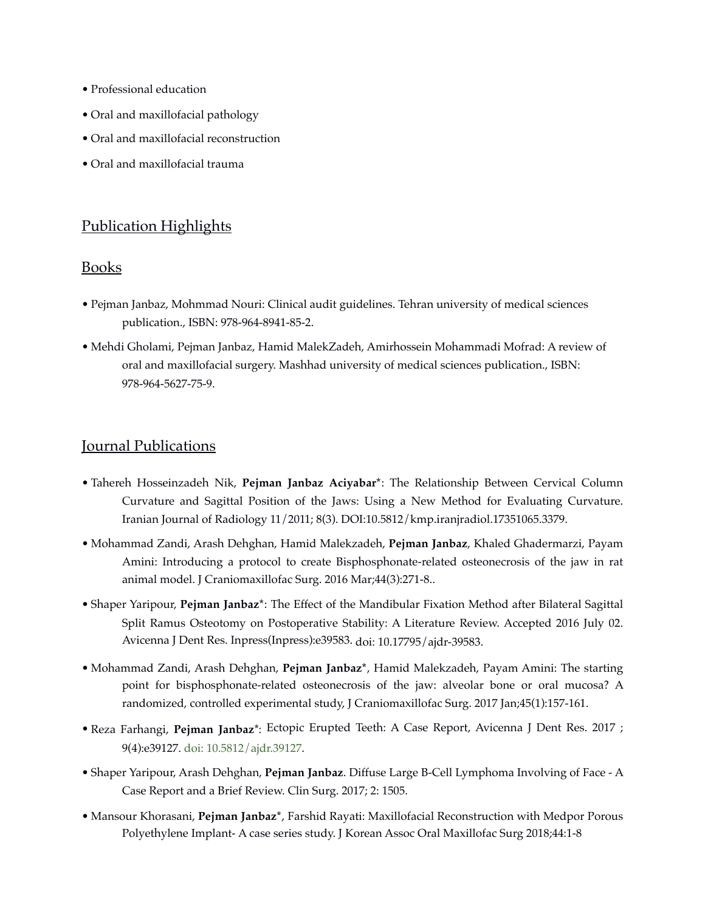- Professional education
- Oral and maxillofacial pathology
- Oral and maxillofacial reconstruction
- Oral and maxillofacial trauma

## Publication Highlights

## Books

- Pejman Janbaz, Mohmmad Nouri: Clinical audit guidelines. Tehran university of medical sciences publication., ISBN: 978-964-8941-85-2.
- Mehdi Gholami, Pejman Janbaz, Hamid MalekZadeh, Amirhossein Mohammadi Mofrad: A review of oral and maxillofacial surgery. Mashhad university of medical sciences publication., ISBN: 978-964-5627-75-9.

## Journal Publications

- Tahereh Hosseinzadeh Nik, **Pejman Janbaz Aciyabar***: The Relationship Between Cervical Column Curvature and Sagittal Position of the Jaws: Using a New Method for Evaluating Curvature. Iranian Journal of Radiology 11/2011; 8(3). DOI:10.5812/kmp.iranjradiol.17351065.3379.
- Mohammad Zandi, Arash Dehghan, Hamid Malekzadeh, **Pejman Janbaz**, Khaled Ghadermarzi, Payam Amini: Introducing a protocol to create Bisphosphonate-related osteonecrosis of the jaw in rat animal model. J Craniomaxillofac Surg. 2016 Mar;44(3):271-8..
- Shaper Yaripour, **Pejman Janbaz***: The Effect of the Mandibular Fixation Method after Bilateral Sagittal Split Ramus Osteotomy on Postoperative Stability: A Literature Review. Accepted 2016 July 02. Avicenna J Dent Res. Inpress(Inpress):e39583. doi: 10.17795/ajdr-39583.
- Mohammad Zandi, Arash Dehghan, **Pejman Janbaz***, Hamid Malekzadeh, Payam Amini: The starting point for bisphosphonate-related osteonecrosis of the jaw: alveolar bone or oral mucosa? A randomized, controlled experimental study, J Craniomaxillofac Surg. 2017 Jan;45(1):157-161.
- Reza Farhangi, **Pejman Janbaz***: Ectopic Erupted Teeth: A Case Report, Avicenna J Dent Res. 2017 ; 9(4):e39127. doi: 10.5812/ajdr.39127.
- Shaper Yaripour, Arash Dehghan, **Pejman Janbaz**. Diffuse Large B-Cell Lymphoma Involving of Face - A Case Report and a Brief Review. Clin Surg. 2017; 2: 1505.
- Mansour Khorasani, **Pejman Janbaz***, Farshid Rayati: Maxillofacial Reconstruction with Medpor Porous Polyethylene Implant- A case series study. J Korean Assoc Oral Maxillofac Surg 2018;44:1-8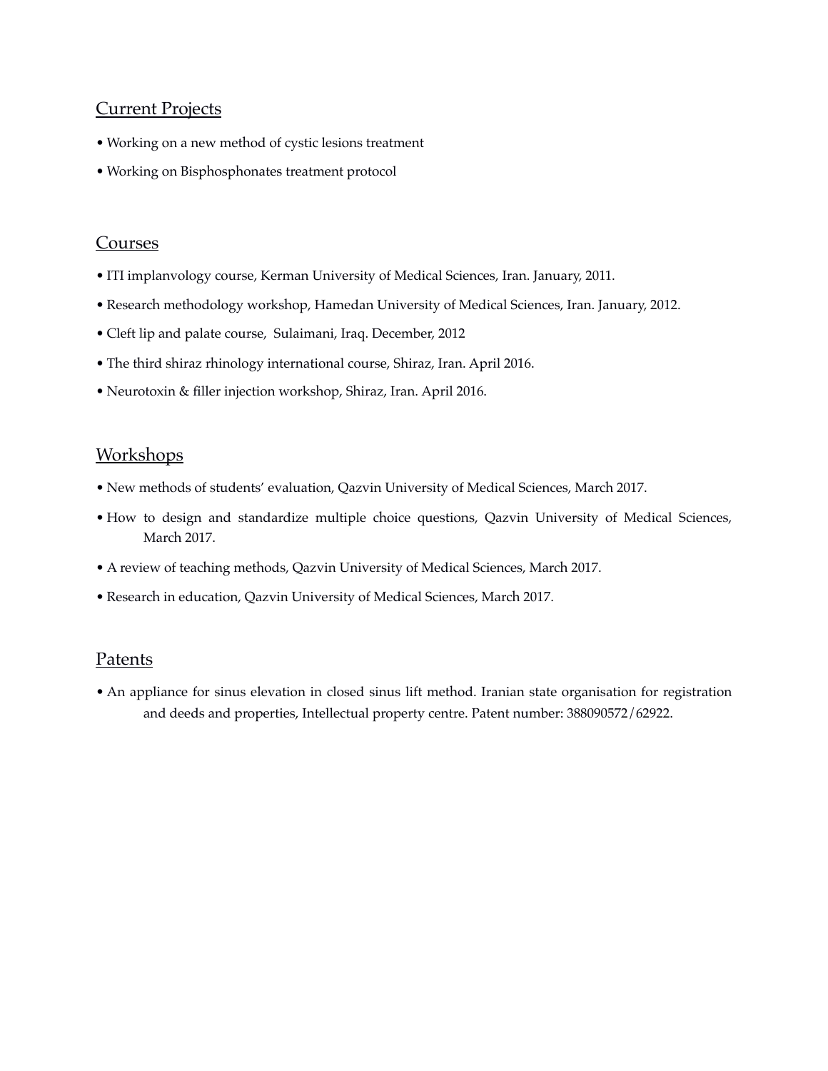## Current Projects

- Working on a new method of cystic lesions treatment
- Working on Bisphosphonates treatment protocol

## Courses

- ITI implanvology course, Kerman University of Medical Sciences, Iran. January, 2011.
- Research methodology workshop, Hamedan University of Medical Sciences, Iran. January, 2012.
- Cleft lip and palate course, Sulaimani, Iraq. December, 2012
- The third shiraz rhinology international course, Shiraz, Iran. April 2016.
- Neurotoxin & filler injection workshop, Shiraz, Iran. April 2016.

## Workshops

- New methods of students' evaluation, Qazvin University of Medical Sciences, March 2017.
- How to design and standardize multiple choice questions, Qazvin University of Medical Sciences, March 2017.
- A review of teaching methods, Qazvin University of Medical Sciences, March 2017.
- Research in education, Qazvin University of Medical Sciences, March 2017.

## Patents

- An appliance for sinus elevation in closed sinus lift method. Iranian state organisation for registration and deeds and properties, Intellectual property centre. Patent number: 388090572/62922.